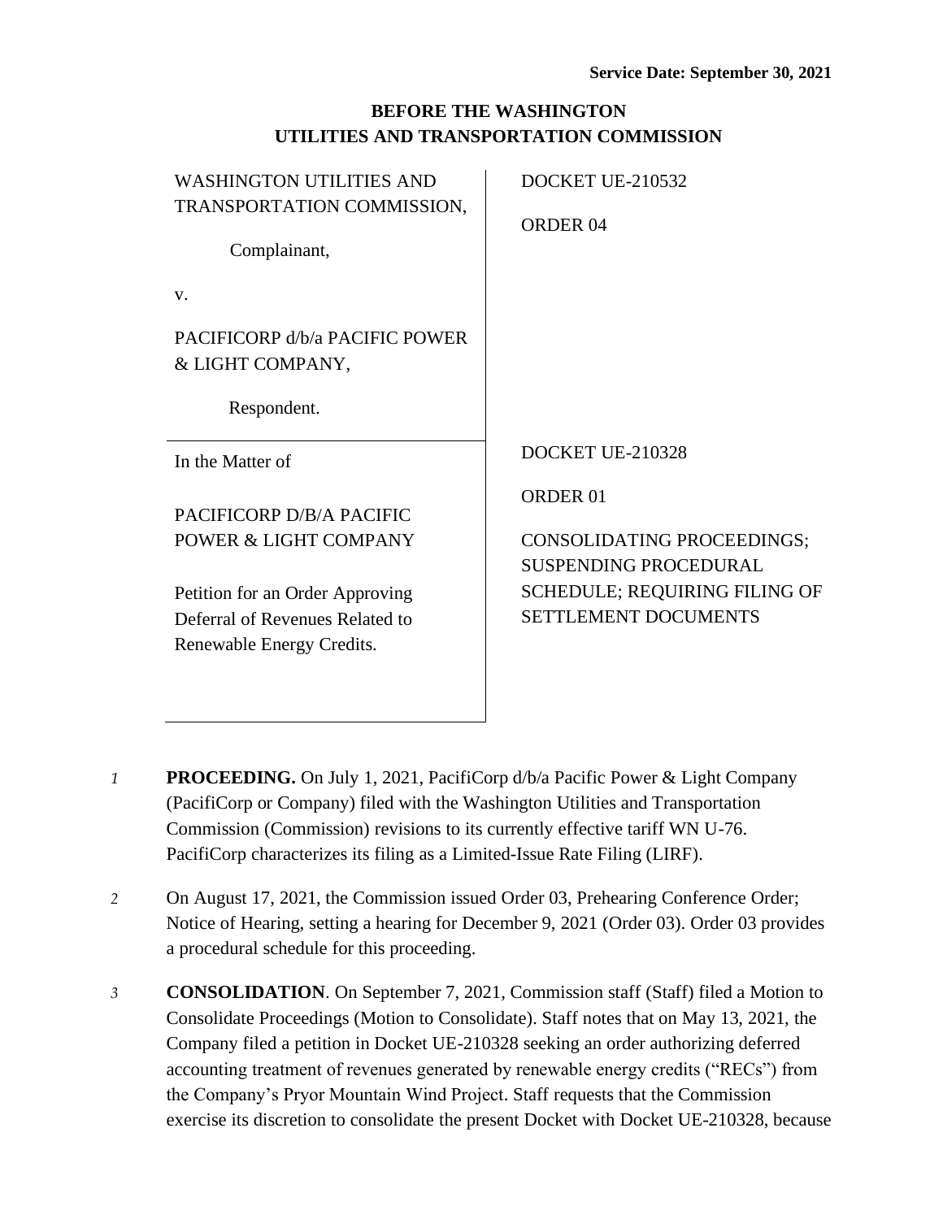**Service Date: September 30, 2021**

**BEFORE THE WASHINGTON UTILITIES AND TRANSPORTATION COMMISSION**

| | |
|---|---|
| WASHINGTON UTILITIES AND TRANSPORTATION COMMISSION,<br><br>Complainant,<br><br>v.<br><br>PACIFICORP d/b/a PACIFIC POWER & LIGHT COMPANY,<br><br>Respondent. | DOCKET UE-210532<br><br>ORDER 04 |
| In the Matter of<br><br>PACIFICORP D/B/A PACIFIC POWER & LIGHT COMPANY<br><br>Petition for an Order Approving Deferral of Revenues Related to Renewable Energy Credits. | DOCKET UE-210328<br><br>ORDER 01<br><br>CONSOLIDATING PROCEEDINGS; SUSPENDING PROCEDURAL SCHEDULE; REQUIRING FILING OF SETTLEMENT DOCUMENTS |

*1* **PROCEEDING.** On July 1, 2021, PacifiCorp d/b/a Pacific Power & Light Company (PacifiCorp or Company) filed with the Washington Utilities and Transportation Commission (Commission) revisions to its currently effective tariff WN U-76. PacifiCorp characterizes its filing as a Limited-Issue Rate Filing (LIRF).

*2* On August 17, 2021, the Commission issued Order 03, Prehearing Conference Order; Notice of Hearing, setting a hearing for December 9, 2021 (Order 03). Order 03 provides a procedural schedule for this proceeding.

*3* **CONSOLIDATION**. On September 7, 2021, Commission staff (Staff) filed a Motion to Consolidate Proceedings (Motion to Consolidate). Staff notes that on May 13, 2021, the Company filed a petition in Docket UE-210328 seeking an order authorizing deferred accounting treatment of revenues generated by renewable energy credits ("RECs") from the Company's Pryor Mountain Wind Project. Staff requests that the Commission exercise its discretion to consolidate the present Docket with Docket UE-210328, because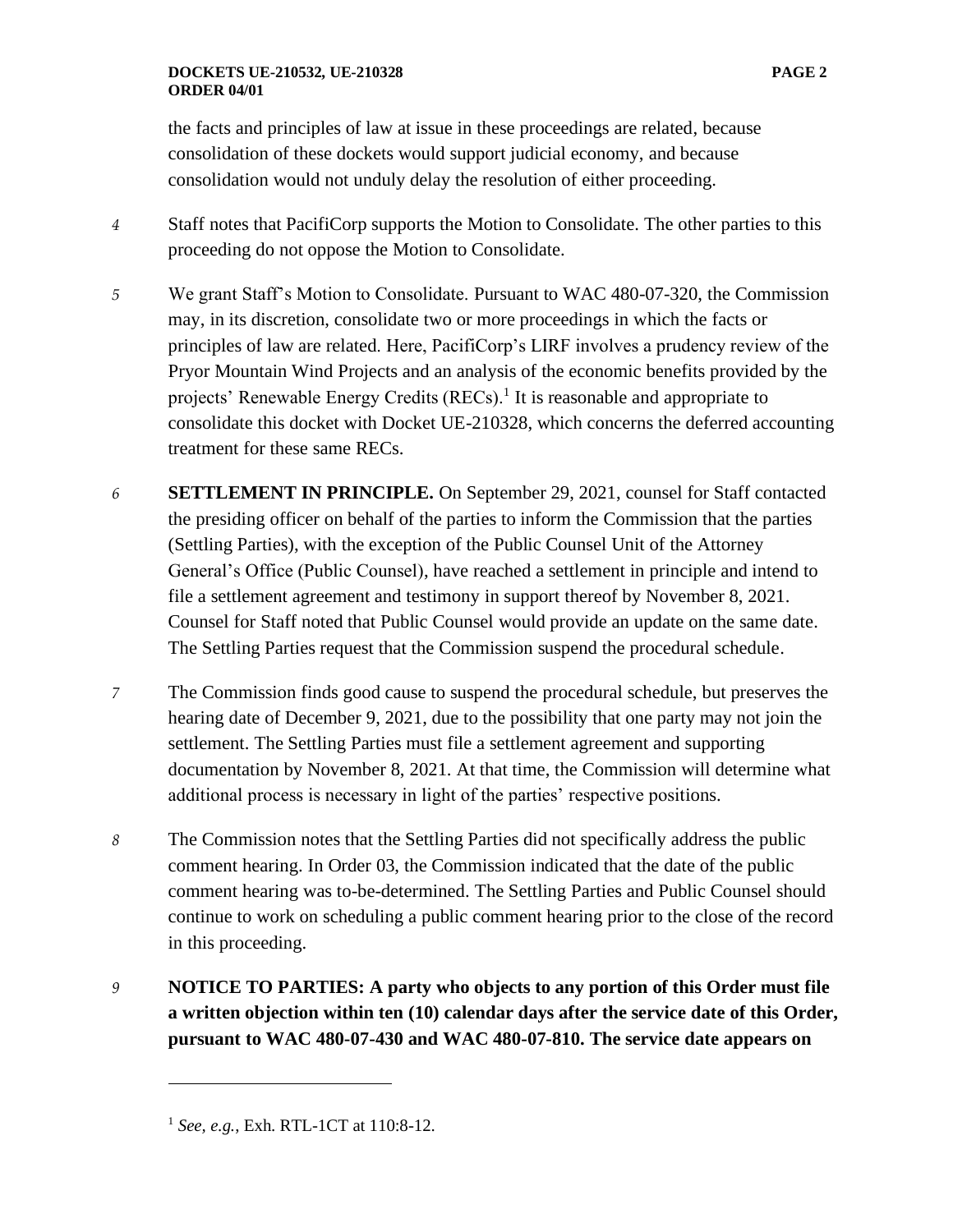the facts and principles of law at issue in these proceedings are related, because consolidation of these dockets would support judicial economy, and because consolidation would not unduly delay the resolution of either proceeding.

4 Staff notes that PacifiCorp supports the Motion to Consolidate. The other parties to this proceeding do not oppose the Motion to Consolidate.

5 We grant Staff's Motion to Consolidate. Pursuant to WAC 480-07-320, the Commission may, in its discretion, consolidate two or more proceedings in which the facts or principles of law are related. Here, PacifiCorp's LIRF involves a prudency review of the Pryor Mountain Wind Projects and an analysis of the economic benefits provided by the projects' Renewable Energy Credits (RECs).[1] It is reasonable and appropriate to consolidate this docket with Docket UE-210328, which concerns the deferred accounting treatment for these same RECs.

6 **SETTLEMENT IN PRINCIPLE.** On September 29, 2021, counsel for Staff contacted the presiding officer on behalf of the parties to inform the Commission that the parties (Settling Parties), with the exception of the Public Counsel Unit of the Attorney General's Office (Public Counsel), have reached a settlement in principle and intend to file a settlement agreement and testimony in support thereof by November 8, 2021. Counsel for Staff noted that Public Counsel would provide an update on the same date. The Settling Parties request that the Commission suspend the procedural schedule.

7 The Commission finds good cause to suspend the procedural schedule, but preserves the hearing date of December 9, 2021, due to the possibility that one party may not join the settlement. The Settling Parties must file a settlement agreement and supporting documentation by November 8, 2021. At that time, the Commission will determine what additional process is necessary in light of the parties' respective positions.

8 The Commission notes that the Settling Parties did not specifically address the public comment hearing. In Order 03, the Commission indicated that the date of the public comment hearing was to-be-determined. The Settling Parties and Public Counsel should continue to work on scheduling a public comment hearing prior to the close of the record in this proceeding.

9 **NOTICE TO PARTIES: A party who objects to any portion of this Order must file a written objection within ten (10) calendar days after the service date of this Order, pursuant to WAC 480-07-430 and WAC 480-07-810. The service date appears on**

---

[1] *See, e.g.*, Exh. RTL-1CT at 110:8-12.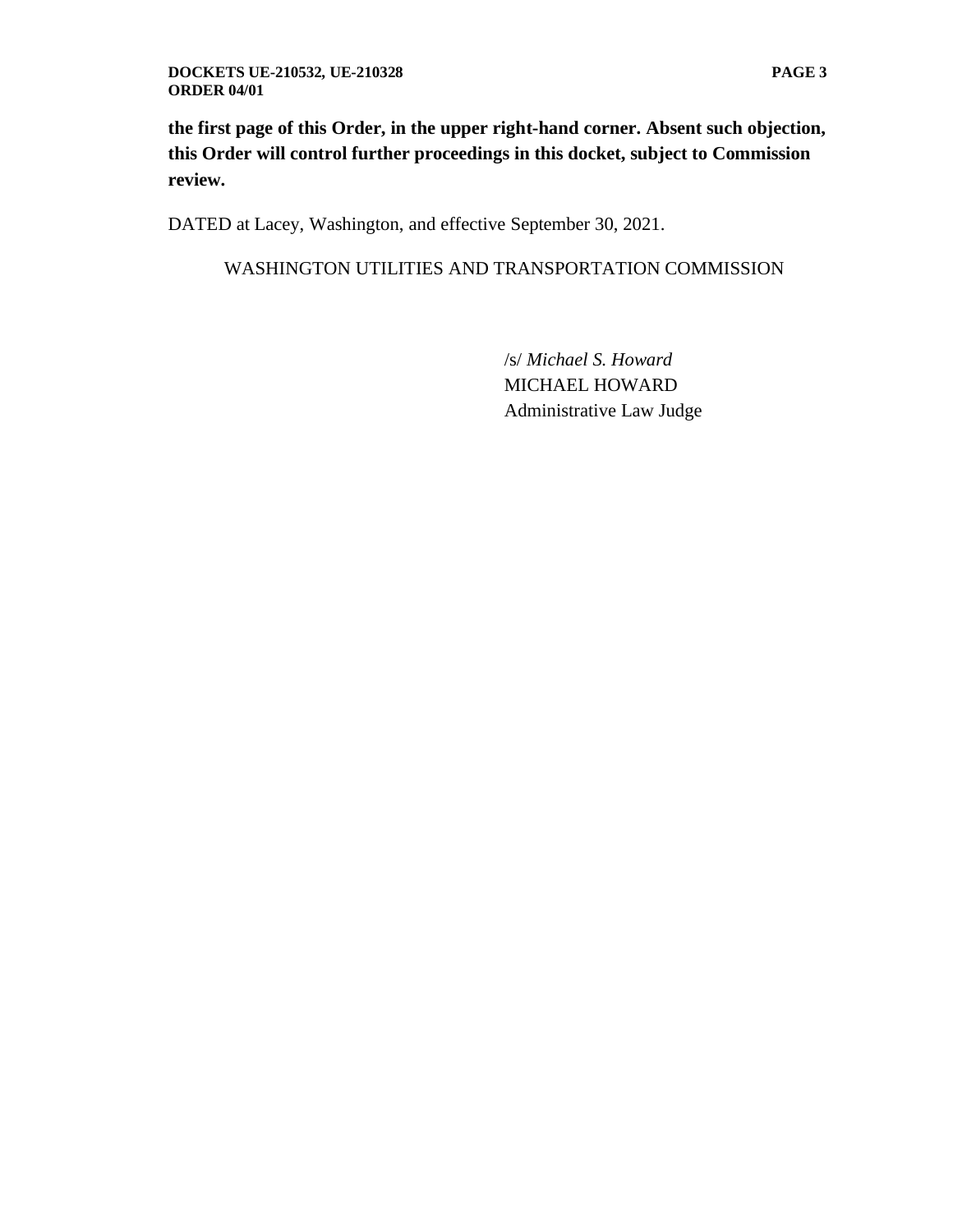**the first page of this Order, in the upper right-hand corner. Absent such objection, this Order will control further proceedings in this docket, subject to Commission review.**

DATED at Lacey, Washington, and effective September 30, 2021.

WASHINGTON UTILITIES AND TRANSPORTATION COMMISSION

/s/ *Michael S. Howard*
MICHAEL HOWARD
Administrative Law Judge